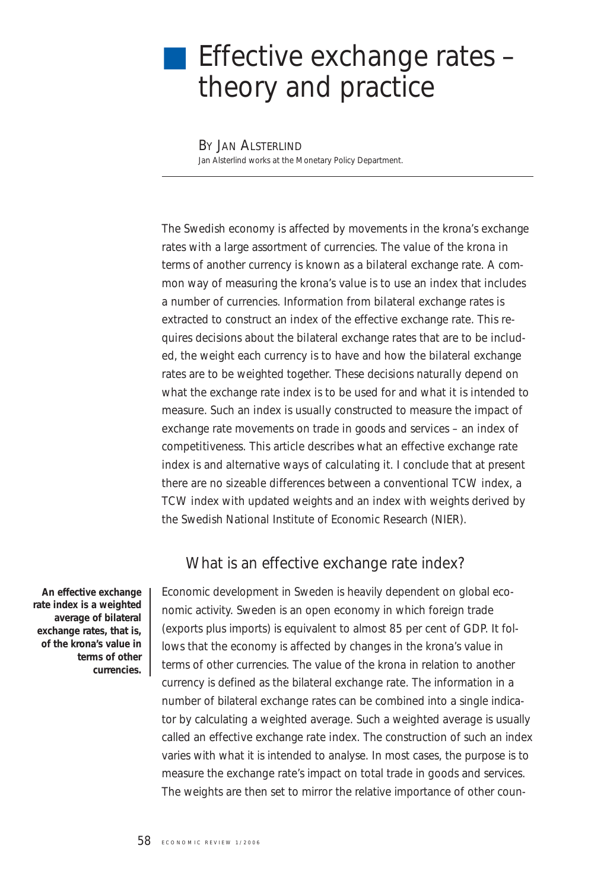# Effective exchange rates – theory and practice

BY JAN ALSTERLIND

Jan Alsterlind works at the Monetary Policy Department.

---

The Swedish economy is affected by movements in the krona's exchange rates with a large assortment of currencies. The value of the krona in terms of another currency is known as a bilateral exchange rate. A common way of measuring the krona's value is to use an index that includes a number of currencies. Information from bilateral exchange rates is extracted to construct an index of the effective exchange rate. This requires decisions about the bilateral exchange rates that are to be included, the weight each currency is to have and how the bilateral exchange rates are to be weighted together. These decisions naturally depend on what the exchange rate index is to be used for and what it is intended to measure. Such an index is usually constructed to measure the impact of exchange rate movements on trade in goods and services – an index of competitiveness. This article describes what an effective exchange rate index is and alternative ways of calculating it. I conclude that at present there are no sizeable differences between a conventional TCW index, a TCW index with updated weights and an index with weights derived by the Swedish National Institute of Economic Research (NIER).

## What is an effective exchange rate index?

**An effective exchange rate index is a weighted average of bilateral exchange rates, that is, of the krona's value in terms of other currencies.**

Economic development in Sweden is heavily dependent on global economic activity. Sweden is an open economy in which foreign trade (exports plus imports) is equivalent to almost 85 per cent of GDP. It follows that the economy is affected by changes in the krona's value in terms of other currencies. The value of the krona in relation to another currency is defined as the bilateral exchange rate. The information in a number of bilateral exchange rates can be combined into a single indicator by calculating a weighted average. Such a weighted average is usually called an effective exchange rate index. The construction of such an index varies with what it is intended to analyse. In most cases, the purpose is to measure the exchange rate's impact on total trade in goods and services. The weights are then set to mirror the relative importance of other coun-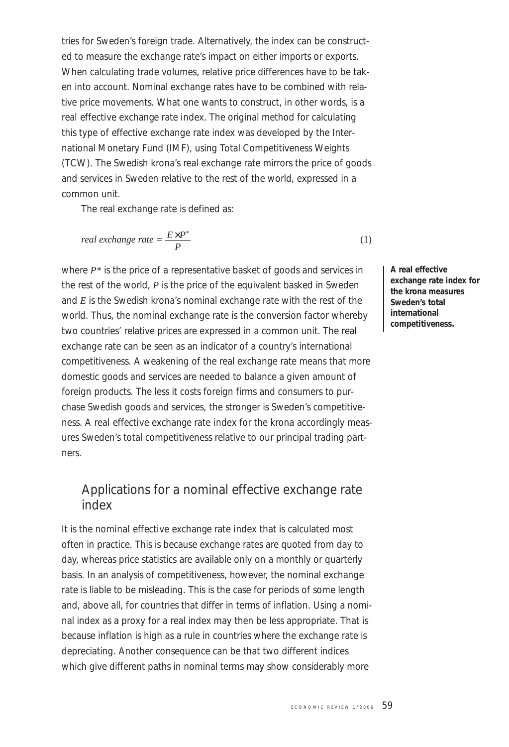tries for Sweden's foreign trade. Alternatively, the index can be constructed to measure the exchange rate's impact on either imports or exports. When calculating trade volumes, relative price differences have to be taken into account. Nominal exchange rates have to be combined with relative price movements. What one wants to construct, in other words, is a real effective exchange rate index. The original method for calculating this type of effective exchange rate index was developed by the International Monetary Fund (IMF), using Total Competitiveness Weights (TCW). The Swedish krona's real exchange rate mirrors the price of goods and services in Sweden relative to the rest of the world, expressed in a common unit.

The real exchange rate is defined as:

$$real\ exchange\ rate = \frac{E \times P^*}{P} \tag{1}$$

where $P^*$ is the price of a representative basket of goods and services in the rest of the world, $P$ is the price of the equivalent basked in Sweden and $E$ is the Swedish krona's nominal exchange rate with the rest of the world. Thus, the nominal exchange rate is the conversion factor whereby two countries' relative prices are expressed in a common unit. The real exchange rate can be seen as an indicator of a country's international competitiveness. A weakening of the real exchange rate means that more domestic goods and services are needed to balance a given amount of foreign products. The less it costs foreign firms and consumers to purchase Swedish goods and services, the stronger is Sweden's competitiveness. A real effective exchange rate index for the krona accordingly measures Sweden's total competitiveness relative to our principal trading partners.

**A real effective exchange rate index for the krona measures Sweden's total international competitiveness.**

## Applications for a nominal effective exchange rate index

It is the nominal effective exchange rate index that is calculated most often in practice. This is because exchange rates are quoted from day to day, whereas price statistics are available only on a monthly or quarterly basis. In an analysis of competitiveness, however, the nominal exchange rate is liable to be misleading. This is the case for periods of some length and, above all, for countries that differ in terms of inflation. Using a nominal index as a proxy for a real index may then be less appropriate. That is because inflation is high as a rule in countries where the exchange rate is depreciating. Another consequence can be that two different indices which give different paths in nominal terms may show considerably more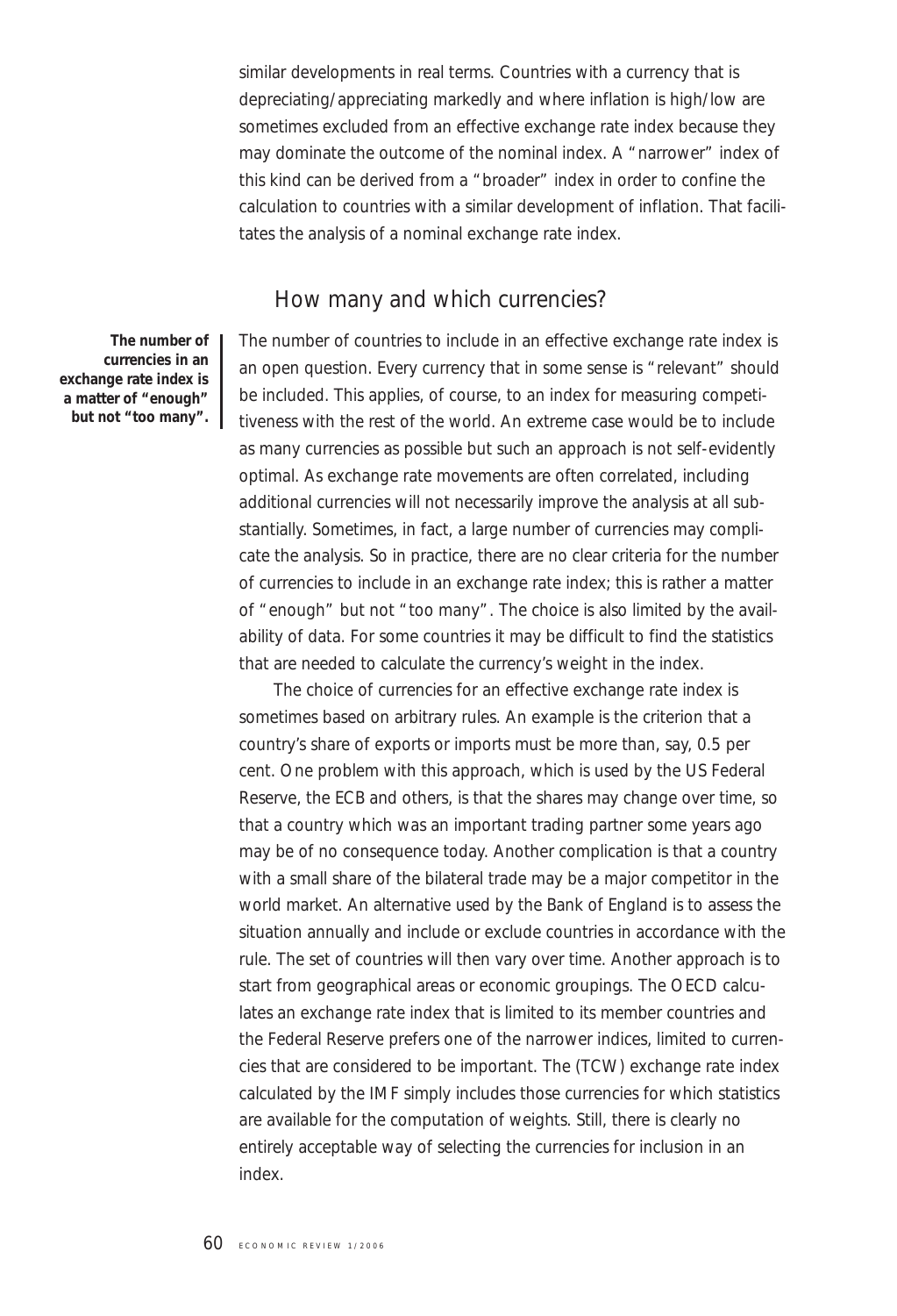similar developments in real terms. Countries with a currency that is depreciating/appreciating markedly and where inflation is high/low are sometimes excluded from an effective exchange rate index because they may dominate the outcome of the nominal index. A "narrower" index of this kind can be derived from a "broader" index in order to confine the calculation to countries with a similar development of inflation. That facilitates the analysis of a nominal exchange rate index.

## How many and which currencies?

**The number of currencies in an exchange rate index is a matter of "enough" but not "too many".**

The number of countries to include in an effective exchange rate index is an open question. Every currency that in some sense is "relevant" should be included. This applies, of course, to an index for measuring competitiveness with the rest of the world. An extreme case would be to include as many currencies as possible but such an approach is not self-evidently optimal. As exchange rate movements are often correlated, including additional currencies will not necessarily improve the analysis at all substantially. Sometimes, in fact, a large number of currencies may complicate the analysis. So in practice, there are no clear criteria for the number of currencies to include in an exchange rate index; this is rather a matter of "enough" but not "too many". The choice is also limited by the availability of data. For some countries it may be difficult to find the statistics that are needed to calculate the currency's weight in the index.

The choice of currencies for an effective exchange rate index is sometimes based on arbitrary rules. An example is the criterion that a country's share of exports or imports must be more than, say, 0.5 per cent. One problem with this approach, which is used by the US Federal Reserve, the ECB and others, is that the shares may change over time, so that a country which was an important trading partner some years ago may be of no consequence today. Another complication is that a country with a small share of the bilateral trade may be a major competitor in the world market. An alternative used by the Bank of England is to assess the situation annually and include or exclude countries in accordance with the rule. The set of countries will then vary over time. Another approach is to start from geographical areas or economic groupings. The OECD calculates an exchange rate index that is limited to its member countries and the Federal Reserve prefers one of the narrower indices, limited to currencies that are considered to be important. The (TCW) exchange rate index calculated by the IMF simply includes those currencies for which statistics are available for the computation of weights. Still, there is clearly no entirely acceptable way of selecting the currencies for inclusion in an index.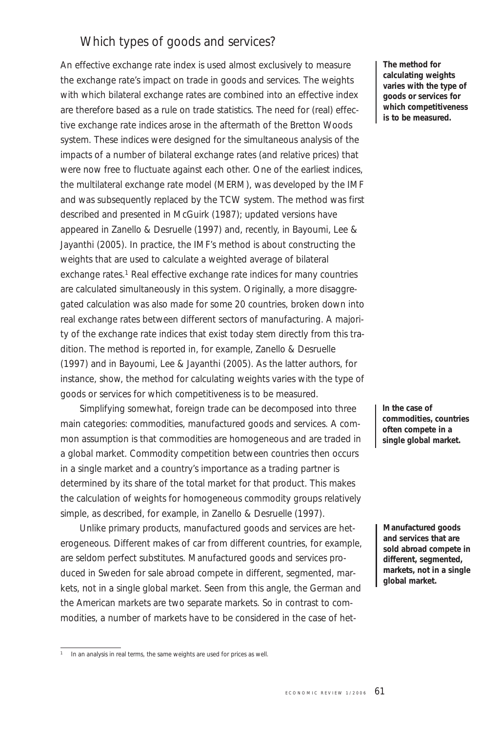## Which types of goods and services?

**The method for calculating weights varies with the type of goods or services for which competitiveness is to be measured.**

An effective exchange rate index is used almost exclusively to measure the exchange rate's impact on trade in goods and services. The weights with which bilateral exchange rates are combined into an effective index are therefore based as a rule on trade statistics. The need for (real) effective exchange rate indices arose in the aftermath of the Bretton Woods system. These indices were designed for the simultaneous analysis of the impacts of a number of bilateral exchange rates (and relative prices) that were now free to fluctuate against each other. One of the earliest indices, the multilateral exchange rate model (MERM), was developed by the IMF and was subsequently replaced by the TCW system. The method was first described and presented in McGuirk (1987); updated versions have appeared in Zanello & Desruelle (1997) and, recently, in Bayoumi, Lee & Jayanthi (2005). In practice, the IMF's method is about constructing the weights that are used to calculate a weighted average of bilateral exchange rates.[1] Real effective exchange rate indices for many countries are calculated simultaneously in this system. Originally, a more disaggregated calculation was also made for some 20 countries, broken down into real exchange rates between different sectors of manufacturing. A majority of the exchange rate indices that exist today stem directly from this tradition. The method is reported in, for example, Zanello & Desruelle (1997) and in Bayoumi, Lee & Jayanthi (2005). As the latter authors, for instance, show, the method for calculating weights varies with the type of goods or services for which competitiveness is to be measured.

**In the case of commodities, countries often compete in a single global market.**

Simplifying somewhat, foreign trade can be decomposed into three main categories: commodities, manufactured goods and services. A common assumption is that commodities are homogeneous and are traded in a global market. Commodity competition between countries then occurs in a single market and a country's importance as a trading partner is determined by its share of the total market for that product. This makes the calculation of weights for homogeneous commodity groups relatively simple, as described, for example, in Zanello & Desruelle (1997).

**Manufactured goods and services that are sold abroad compete in different, segmented, markets, not in a single global market.**

Unlike primary products, manufactured goods and services are heterogeneous. Different makes of car from different countries, for example, are seldom perfect substitutes. Manufactured goods and services produced in Sweden for sale abroad compete in different, segmented, markets, not in a single global market. Seen from this angle, the German and the American markets are two separate markets. So in contrast to commodities, a number of markets have to be considered in the case of het-

[1] In an analysis in real terms, the same weights are used for prices as well.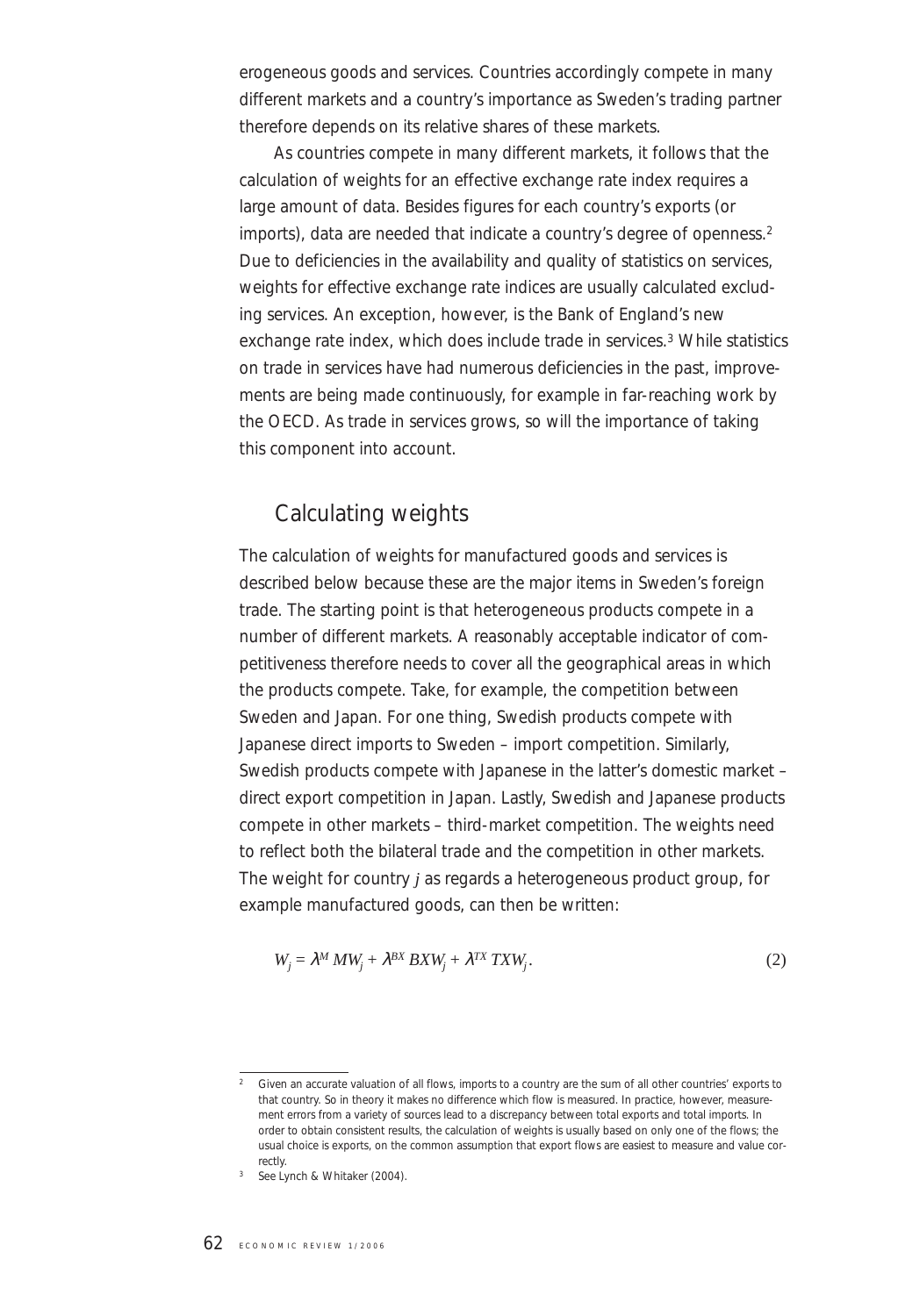erogeneous goods and services. Countries accordingly compete in many different markets and a country's importance as Sweden's trading partner therefore depends on its relative shares of these markets.

As countries compete in many different markets, it follows that the calculation of weights for an effective exchange rate index requires a large amount of data. Besides figures for each country's exports (or imports), data are needed that indicate a country's degree of openness.[2] Due to deficiencies in the availability and quality of statistics on services, weights for effective exchange rate indices are usually calculated excluding services. An exception, however, is the Bank of England's new exchange rate index, which does include trade in services.[3] While statistics on trade in services have had numerous deficiencies in the past, improvements are being made continuously, for example in far-reaching work by the OECD. As trade in services grows, so will the importance of taking this component into account.

## Calculating weights

The calculation of weights for manufactured goods and services is described below because these are the major items in Sweden's foreign trade. The starting point is that heterogeneous products compete in a number of different markets. A reasonably acceptable indicator of competitiveness therefore needs to cover all the geographical areas in which the products compete. Take, for example, the competition between Sweden and Japan. For one thing, Swedish products compete with Japanese direct imports to Sweden – import competition. Similarly, Swedish products compete with Japanese in the latter's domestic market – direct export competition in Japan. Lastly, Swedish and Japanese products compete in other markets – third-market competition. The weights need to reflect both the bilateral trade and the competition in other markets. The weight for country $j$ as regards a heterogeneous product group, for example manufactured goods, can then be written:

$$W_j = \lambda^M MW_j + \lambda^{BX} BXW_j + \lambda^{TX} TXW_j. \tag{2}$$

[2] Given an accurate valuation of all flows, imports to a country are the sum of all other countries' exports to that country. So in theory it makes no difference which flow is measured. In practice, however, measurement errors from a variety of sources lead to a discrepancy between total exports and total imports. In order to obtain consistent results, the calculation of weights is usually based on only one of the flows; the usual choice is exports, on the common assumption that export flows are easiest to measure and value correctly.

[3] See Lynch & Whitaker (2004).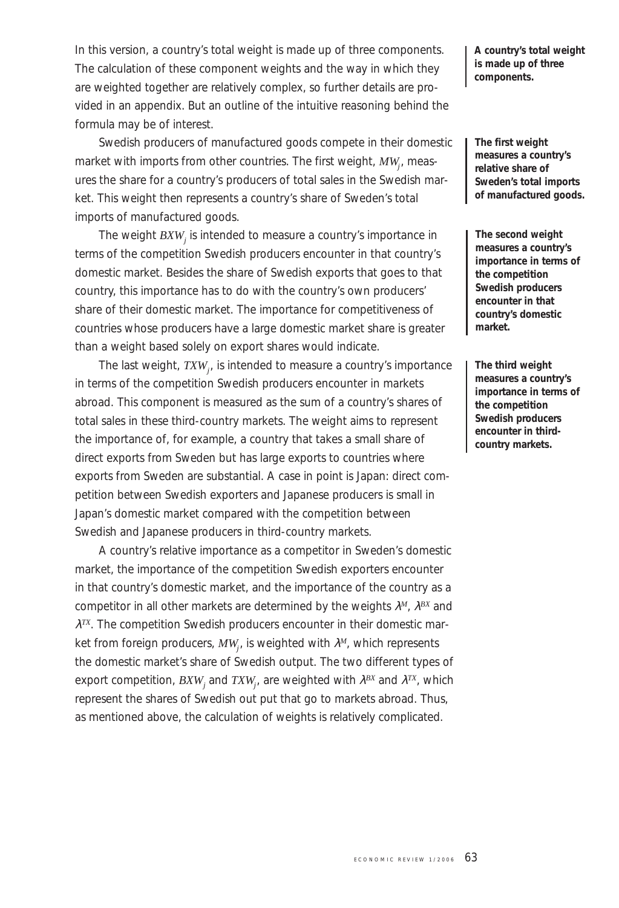In this version, a country's total weight is made up of three components. The calculation of these component weights and the way in which they are weighted together are relatively complex, so further details are provided in an appendix. But an outline of the intuitive reasoning behind the formula may be of interest.

**A country's total weight is made up of three components.**

Swedish producers of manufactured goods compete in their domestic market with imports from other countries. The first weight, $MW_j$, measures the share for a country's producers of total sales in the Swedish market. This weight then represents a country's share of Sweden's total imports of manufactured goods.

**The first weight measures a country's relative share of Sweden's total imports of manufactured goods.**

The weight $BXW_j$ is intended to measure a country's importance in terms of the competition Swedish producers encounter in that country's domestic market. Besides the share of Swedish exports that goes to that country, this importance has to do with the country's own producers' share of their domestic market. The importance for competitiveness of countries whose producers have a large domestic market share is greater than a weight based solely on export shares would indicate.

**The second weight measures a country's importance in terms of the competition Swedish producers encounter in that country's domestic market.**

The last weight, $TXW_j$, is intended to measure a country's importance in terms of the competition Swedish producers encounter in markets abroad. This component is measured as the sum of a country's shares of total sales in these third-country markets. The weight aims to represent the importance of, for example, a country that takes a small share of direct exports from Sweden but has large exports to countries where exports from Sweden are substantial. A case in point is Japan: direct competition between Swedish exporters and Japanese producers is small in Japan's domestic market compared with the competition between Swedish and Japanese producers in third-country markets.

**The third weight measures a country's importance in terms of the competition Swedish producers encounter in third-country markets.**

A country's relative importance as a competitor in Sweden's domestic market, the importance of the competition Swedish exporters encounter in that country's domestic market, and the importance of the country as a competitor in all other markets are determined by the weights $\lambda^M$, $\lambda^{BX}$ and $\lambda^{TX}$. The competition Swedish producers encounter in their domestic market from foreign producers, $MW_j$, is weighted with $\lambda^M$, which represents the domestic market's share of Swedish output. The two different types of export competition, $BXW_j$ and $TXW_j$, are weighted with $\lambda^{BX}$ and $\lambda^{TX}$, which represent the shares of Swedish out put that go to markets abroad. Thus, as mentioned above, the calculation of weights is relatively complicated.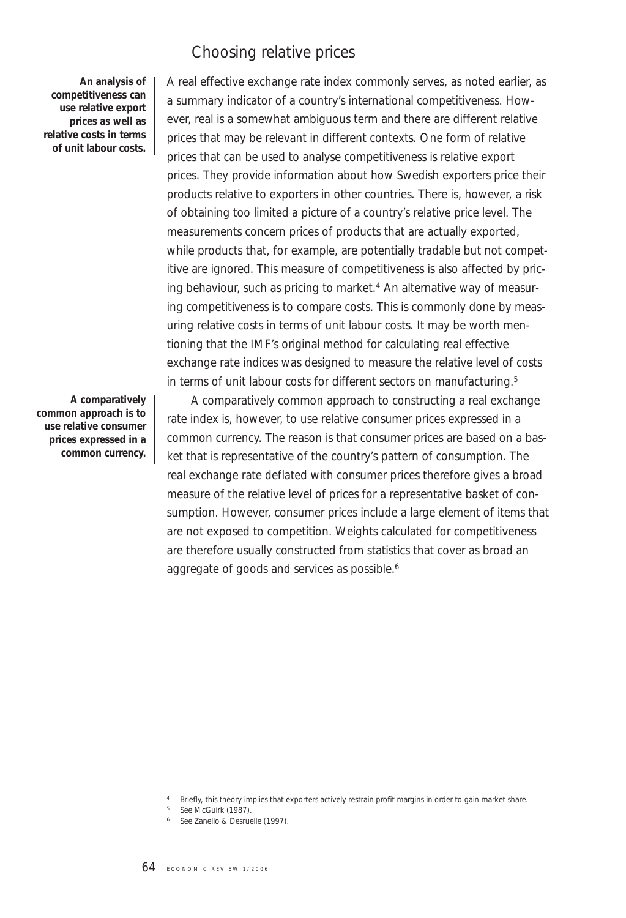## Choosing relative prices

**An analysis of competitiveness can use relative export prices as well as relative costs in terms of unit labour costs.**

A real effective exchange rate index commonly serves, as noted earlier, as a summary indicator of a country's international competitiveness. However, real is a somewhat ambiguous term and there are different relative prices that may be relevant in different contexts. One form of relative prices that can be used to analyse competitiveness is relative export prices. They provide information about how Swedish exporters price their products relative to exporters in other countries. There is, however, a risk of obtaining too limited a picture of a country's relative price level. The measurements concern prices of products that are actually exported, while products that, for example, are potentially tradable but not competitive are ignored. This measure of competitiveness is also affected by pricing behaviour, such as pricing to market.[4] An alternative way of measuring competitiveness is to compare costs. This is commonly done by measuring relative costs in terms of unit labour costs. It may be worth mentioning that the IMF's original method for calculating real effective exchange rate indices was designed to measure the relative level of costs in terms of unit labour costs for different sectors on manufacturing.[5]

**A comparatively common approach is to use relative consumer prices expressed in a common currency.**

A comparatively common approach to constructing a real exchange rate index is, however, to use relative consumer prices expressed in a common currency. The reason is that consumer prices are based on a basket that is representative of the country's pattern of consumption. The real exchange rate deflated with consumer prices therefore gives a broad measure of the relative level of prices for a representative basket of consumption. However, consumer prices include a large element of items that are not exposed to competition. Weights calculated for competitiveness are therefore usually constructed from statistics that cover as broad an aggregate of goods and services as possible.[6]

---

[4] Briefly, this theory implies that exporters actively restrain profit margins in order to gain market share.

[5] See McGuirk (1987).

[6] See Zanello & Desruelle (1997).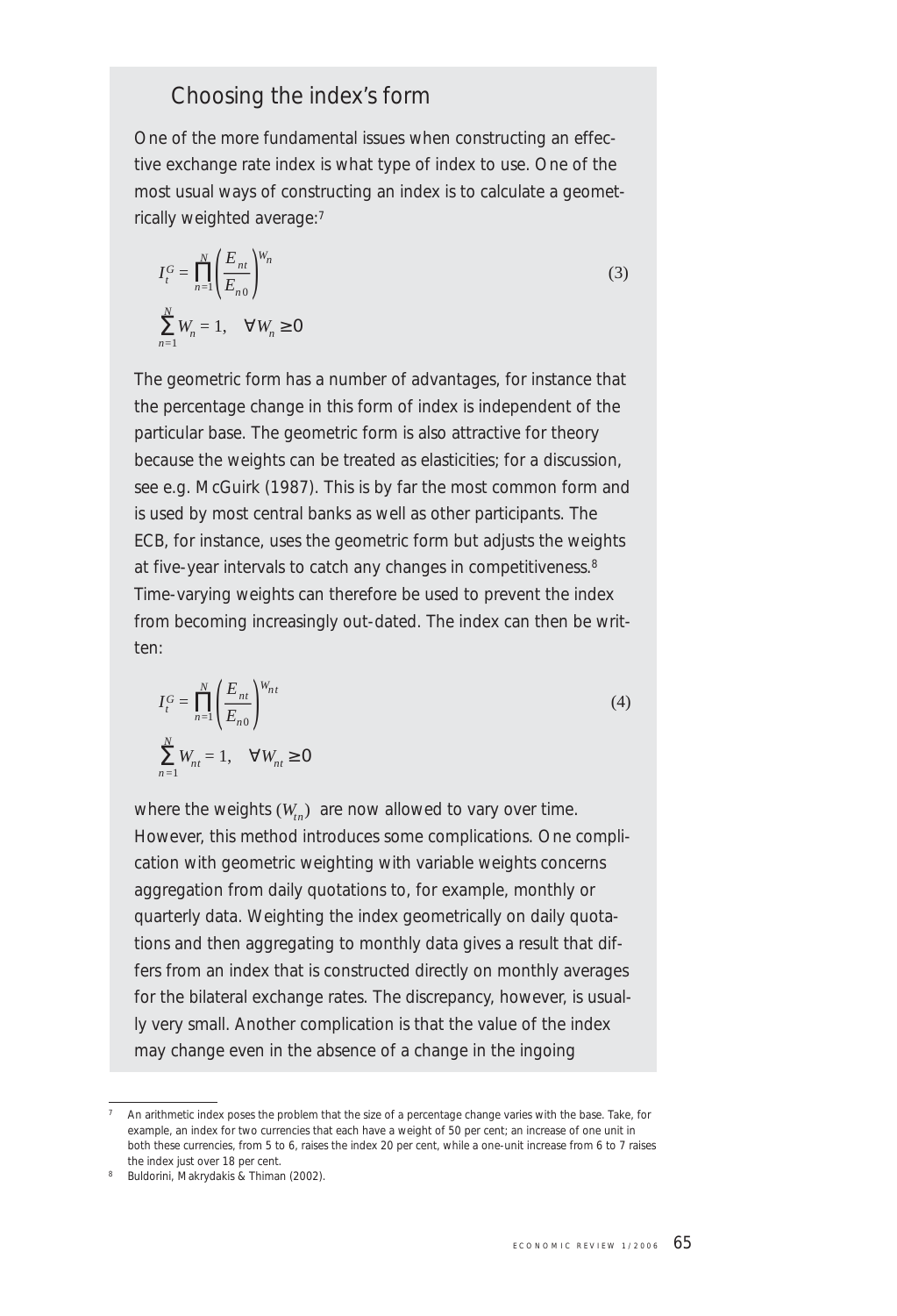## Choosing the index's form

One of the more fundamental issues when constructing an effective exchange rate index is what type of index to use. One of the most usual ways of constructing an index is to calculate a geometrically weighted average:[7]

$$I_t^G = \prod_{n=1}^{N} \left( \frac{E_{nt}}{E_{n0}} \right)^{W_n} \qquad (3)$$

$$\sum_{n=1}^{N} W_n = 1, \quad \forall W_n \geq 0$$

The geometric form has a number of advantages, for instance that the percentage change in this form of index is independent of the particular base. The geometric form is also attractive for theory because the weights can be treated as elasticities; for a discussion, see e.g. McGuirk (1987). This is by far the most common form and is used by most central banks as well as other participants. The ECB, for instance, uses the geometric form but adjusts the weights at five-year intervals to catch any changes in competitiveness.[8] Time-varying weights can therefore be used to prevent the index from becoming increasingly out-dated. The index can then be written:

$$I_t^G = \prod_{n=1}^{N} \left( \frac{E_{nt}}{E_{n0}} \right)^{W_{nt}} \qquad (4)$$

$$\sum_{n=1}^{N} W_{nt} = 1, \quad \forall W_{nt} \geq 0$$

where the weights $(W_{tn})$ are now allowed to vary over time. However, this method introduces some complications. One complication with geometric weighting with variable weights concerns aggregation from daily quotations to, for example, monthly or quarterly data. Weighting the index geometrically on daily quotations and then aggregating to monthly data gives a result that differs from an index that is constructed directly on monthly averages for the bilateral exchange rates. The discrepancy, however, is usually very small. Another complication is that the value of the index may change even in the absence of a change in the ingoing

---

[7] An arithmetic index poses the problem that the size of a percentage change varies with the base. Take, for example, an index for two currencies that each have a weight of 50 per cent; an increase of one unit in both these currencies, from 5 to 6, raises the index 20 per cent, while a one-unit increase from 6 to 7 raises the index just over 18 per cent.

[8] Buldorini, Makrydakis & Thiman (2002).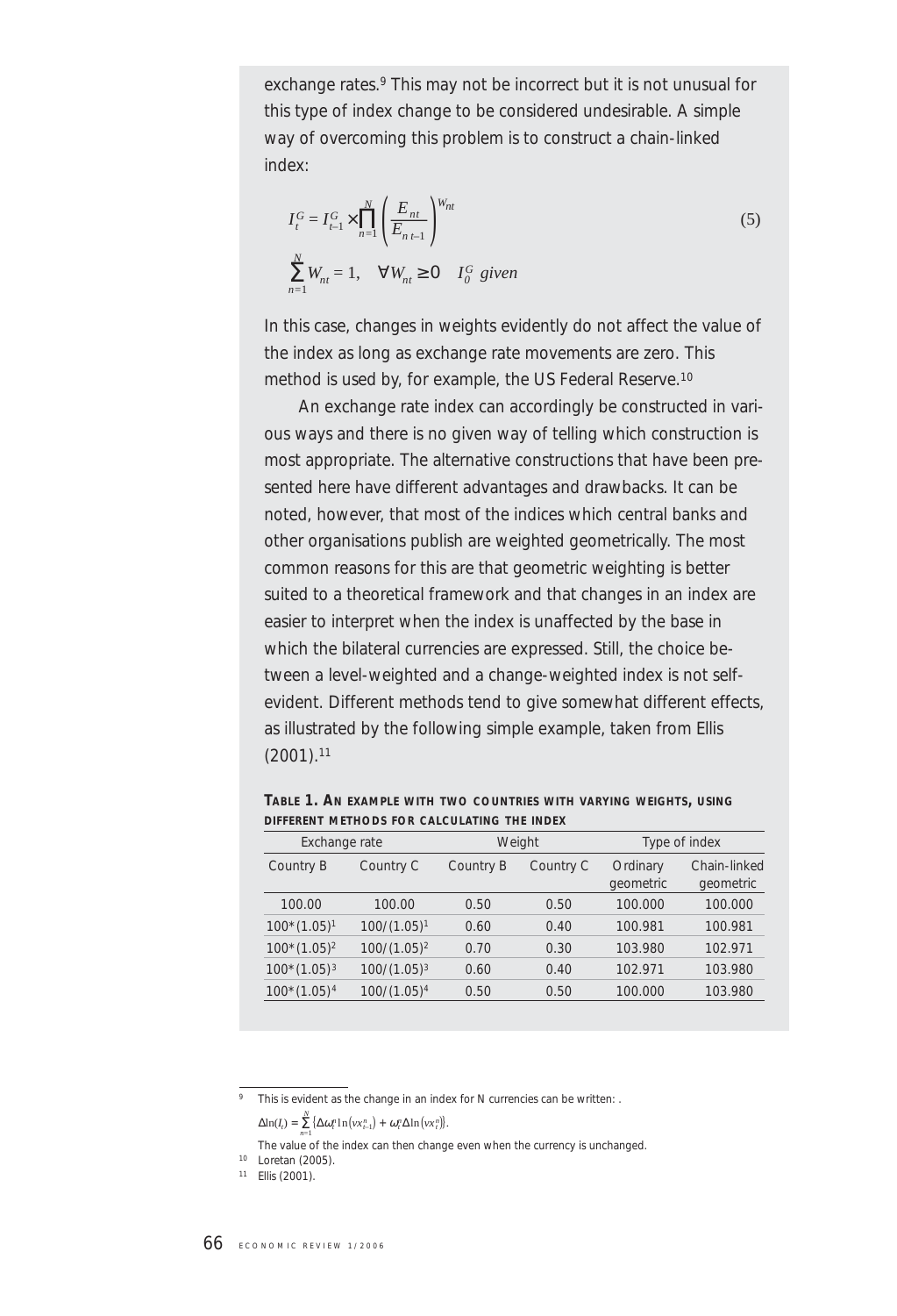exchange rates.[9] This may not be incorrect but it is not unusual for this type of index change to be considered undesirable. A simple way of overcoming this problem is to construct a chain-linked index:

$$I_t^G = I_{t-1}^G \times \prod_{n=1}^{N} \left( \frac{E_{nt}}{E_{n\,t-1}} \right)^{W_{nt}} \tag{5}$$

$$\sum_{n=1}^{N} W_{nt} = 1, \quad \forall W_{nt} \geq 0 \quad I_0^G \; given$$

In this case, changes in weights evidently do not affect the value of the index as long as exchange rate movements are zero. This method is used by, for example, the US Federal Reserve.[10]

An exchange rate index can accordingly be constructed in various ways and there is no given way of telling which construction is most appropriate. The alternative constructions that have been presented here have different advantages and drawbacks. It can be noted, however, that most of the indices which central banks and other organisations publish are weighted geometrically. The most common reasons for this are that geometric weighting is better suited to a theoretical framework and that changes in an index are easier to interpret when the index is unaffected by the base in which the bilateral currencies are expressed. Still, the choice between a level-weighted and a change-weighted index is not self-evident. Different methods tend to give somewhat different effects, as illustrated by the following simple example, taken from Ellis (2001).[11]

**TABLE 1. AN EXAMPLE WITH TWO COUNTRIES WITH VARYING WEIGHTS, USING DIFFERENT METHODS FOR CALCULATING THE INDEX**

| Exchange rate | | Weight | | Type of index | |
|---|---|---|---|---|---|
| Country B | Country C | Country B | Country C | Ordinary geometric | Chain-linked geometric |
| 100.00 | 100.00 | 0.50 | 0.50 | 100.000 | 100.000 |
| $100*(1.05)^1$ | $100/(1.05)^1$ | 0.60 | 0.40 | 100.981 | 100.981 |
| $100*(1.05)^2$ | $100/(1.05)^2$ | 0.70 | 0.30 | 103.980 | 102.971 |
| $100*(1.05)^3$ | $100/(1.05)^3$ | 0.60 | 0.40 | 102.971 | 103.980 |
| $100*(1.05)^4$ | $100/(1.05)^4$ | 0.50 | 0.50 | 100.000 | 103.980 |

[9] This is evident as the change in an index for N currencies can be written: .

$$\Delta \ln(I_t) = \sum_{n=1}^{N} \left\{ \Delta \omega_t^n \ln\left(vx_{t-1}^n\right) + \omega_t^n \Delta \ln\left(vx_t^n\right) \right\}.$$

The value of the index can then change even when the currency is unchanged.

[10] Loretan (2005).

[11] Ellis (2001).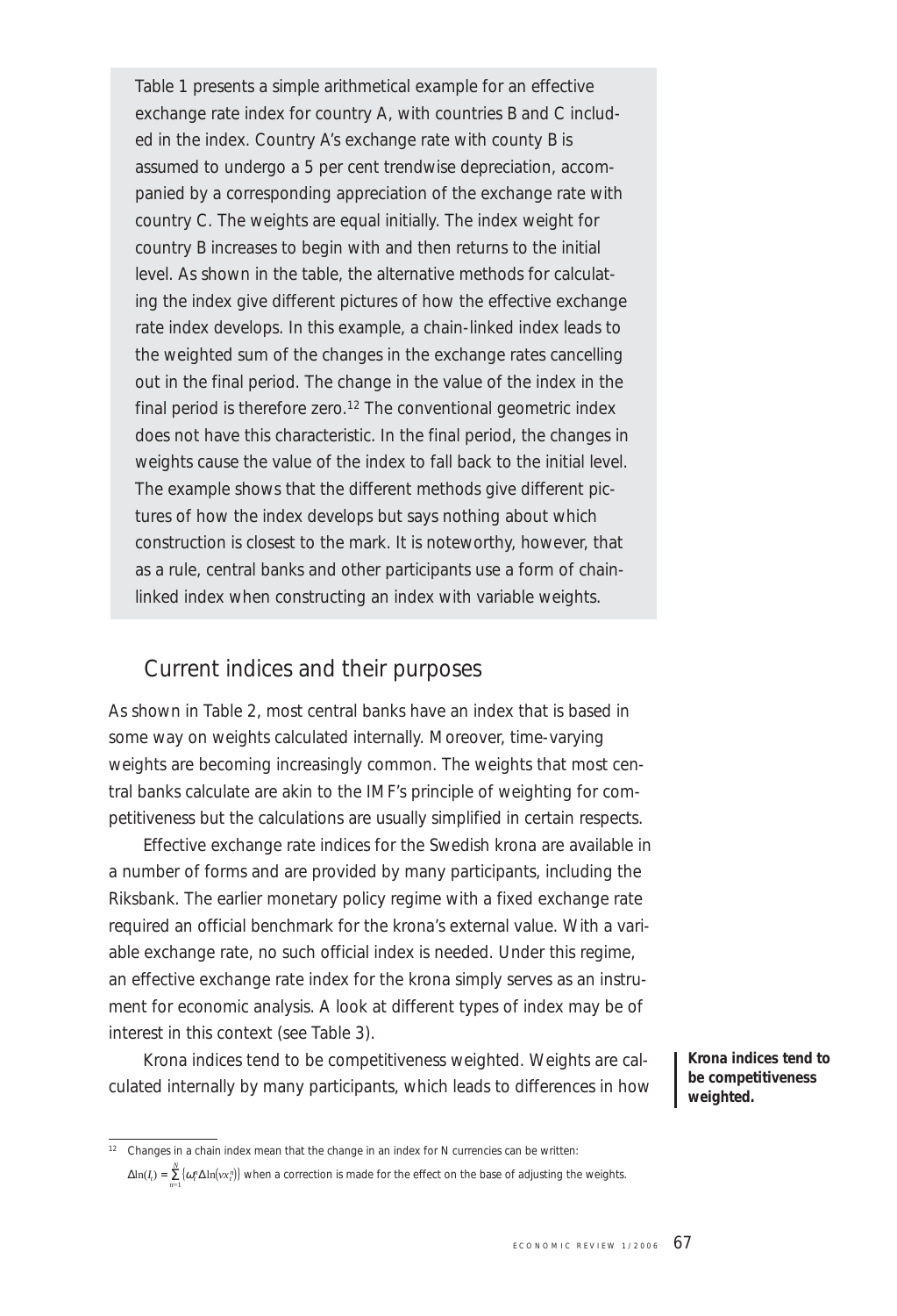Table 1 presents a simple arithmetical example for an effective exchange rate index for country A, with countries B and C included in the index. Country A's exchange rate with county B is assumed to undergo a 5 per cent trendwise depreciation, accompanied by a corresponding appreciation of the exchange rate with country C. The weights are equal initially. The index weight for country B increases to begin with and then returns to the initial level. As shown in the table, the alternative methods for calculating the index give different pictures of how the effective exchange rate index develops. In this example, a chain-linked index leads to the weighted sum of the changes in the exchange rates cancelling out in the final period. The change in the value of the index in the final period is therefore zero.[12] The conventional geometric index does not have this characteristic. In the final period, the changes in weights cause the value of the index to fall back to the initial level. The example shows that the different methods give different pictures of how the index develops but says nothing about which construction is closest to the mark. It is noteworthy, however, that as a rule, central banks and other participants use a form of chain-linked index when constructing an index with variable weights.

## Current indices and their purposes

As shown in Table 2, most central banks have an index that is based in some way on weights calculated internally. Moreover, time-varying weights are becoming increasingly common. The weights that most central banks calculate are akin to the IMF's principle of weighting for competitiveness but the calculations are usually simplified in certain respects.

Effective exchange rate indices for the Swedish krona are available in a number of forms and are provided by many participants, including the Riksbank. The earlier monetary policy regime with a fixed exchange rate required an official benchmark for the krona's external value. With a variable exchange rate, no such official index is needed. Under this regime, an effective exchange rate index for the krona simply serves as an instrument for economic analysis. A look at different types of index may be of interest in this context (see Table 3).

**Krona indices tend to be competitiveness weighted.**

Krona indices tend to be competitiveness weighted. Weights are calculated internally by many participants, which leads to differences in how

[12] Changes in a chain index mean that the change in an index for N currencies can be written:
$\Delta\ln(I_t) = \sum_{n=1}^{N}\{\omega_t^n \Delta\ln(vx_t^n)\}$ when a correction is made for the effect on the base of adjusting the weights.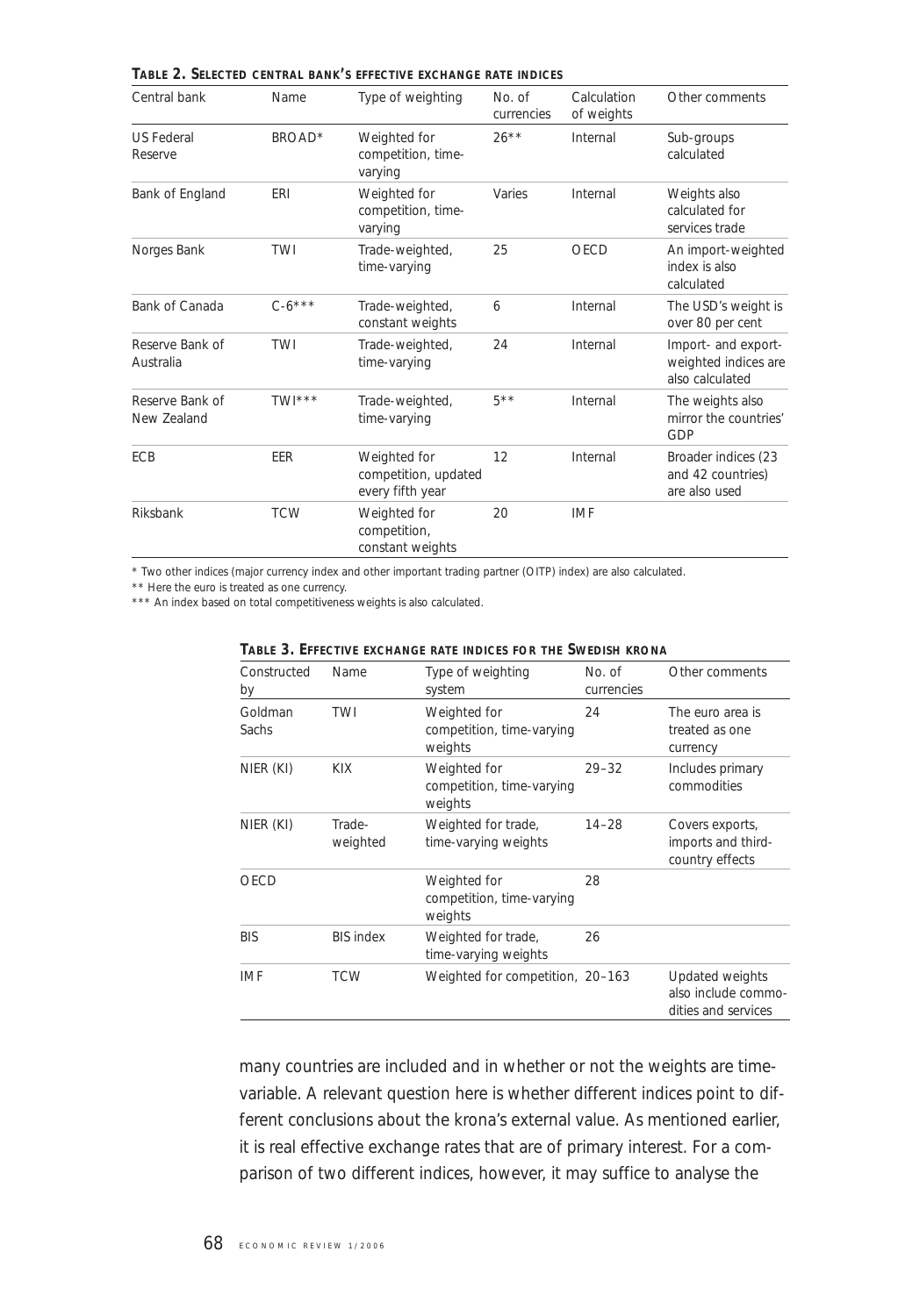**TABLE 2. SELECTED CENTRAL BANK'S EFFECTIVE EXCHANGE RATE INDICES**

| Central bank | Name | Type of weighting | No. of currencies | Calculation of weights | Other comments |
|---|---|---|---|---|---|
| US Federal Reserve | BROAD* | Weighted for competition, time-varying | 26** | Internal | Sub-groups calculated |
| Bank of England | ERI | Weighted for competition, time-varying | Varies | Internal | Weights also calculated for services trade |
| Norges Bank | TWI | Trade-weighted, time-varying | 25 | OECD | An import-weighted index is also calculated |
| Bank of Canada | C-6*** | Trade-weighted, constant weights | 6 | Internal | The USD's weight is over 80 per cent |
| Reserve Bank of Australia | TWI | Trade-weighted, time-varying | 24 | Internal | Import- and export-weighted indices are also calculated |
| Reserve Bank of New Zealand | TWI*** | Trade-weighted, time-varying | 5** | Internal | The weights also mirror the countries' GDP |
| ECB | EER | Weighted for competition, updated every fifth year | 12 | Internal | Broader indices (23 and 42 countries) are also used |
| Riksbank | TCW | Weighted for competition, constant weights | 20 | IMF | |

* Two other indices (major currency index and other important trading partner (OITP) index) are also calculated.

** Here the euro is treated as one currency.

*** An index based on total competitiveness weights is also calculated.

**TABLE 3. EFFECTIVE EXCHANGE RATE INDICES FOR THE SWEDISH KRONA**

| Constructed by | Name | Type of weighting system | No. of currencies | Other comments |
|---|---|---|---|---|
| Goldman Sachs | TWI | Weighted for competition, time-varying weights | 24 | The euro area is treated as one currency |
| NIER (KI) | KIX | Weighted for competition, time-varying weights | 29–32 | Includes primary commodities |
| NIER (KI) | Trade-weighted | Weighted for trade, time-varying weights | 14–28 | Covers exports, imports and third-country effects |
| OECD | | Weighted for competition, time-varying weights | 28 | |
| BIS | BIS index | Weighted for trade, time-varying weights | 26 | |
| IMF | TCW | Weighted for competition, | 20–163 | Updated weights also include commodities and services |

many countries are included and in whether or not the weights are time-variable. A relevant question here is whether different indices point to different conclusions about the krona's external value. As mentioned earlier, it is real effective exchange rates that are of primary interest. For a comparison of two different indices, however, it may suffice to analyse the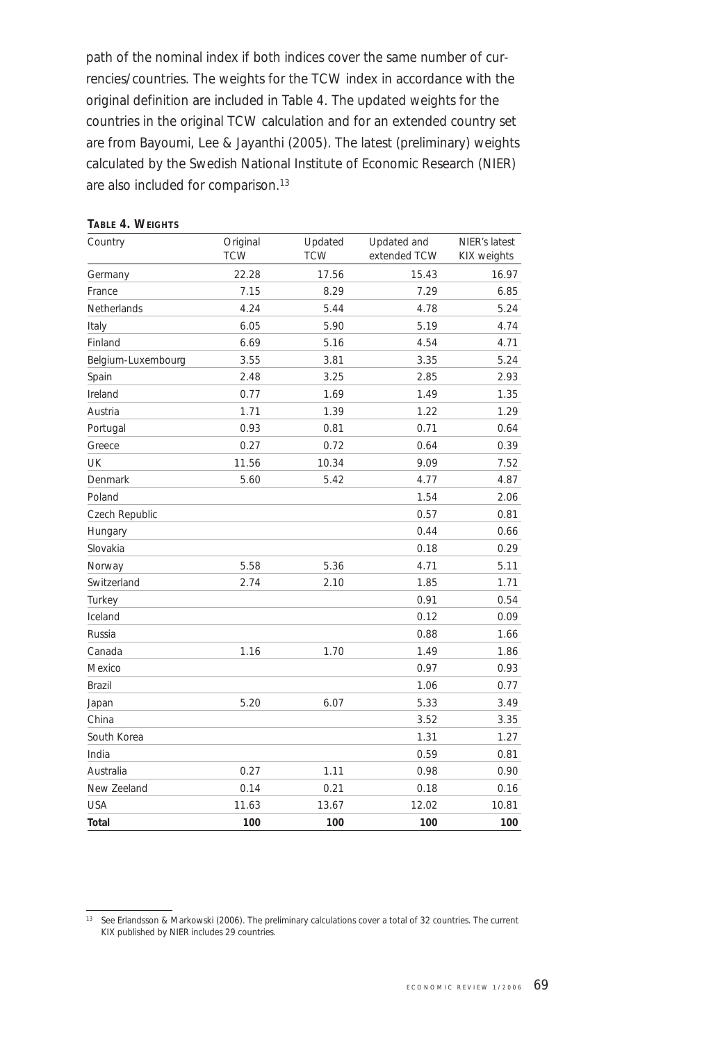path of the nominal index if both indices cover the same number of currencies/countries. The weights for the TCW index in accordance with the original definition are included in Table 4. The updated weights for the countries in the original TCW calculation and for an extended country set are from Bayoumi, Lee & Jayanthi (2005). The latest (preliminary) weights calculated by the Swedish National Institute of Economic Research (NIER) are also included for comparison.[13]

**TABLE 4. WEIGHTS**

| Country | Original TCW | Updated TCW | Updated and extended TCW | NIER's latest KIX weights |
|---|---|---|---|---|
| Germany | 22.28 | 17.56 | 15.43 | 16.97 |
| France | 7.15 | 8.29 | 7.29 | 6.85 |
| Netherlands | 4.24 | 5.44 | 4.78 | 5.24 |
| Italy | 6.05 | 5.90 | 5.19 | 4.74 |
| Finland | 6.69 | 5.16 | 4.54 | 4.71 |
| Belgium-Luxembourg | 3.55 | 3.81 | 3.35 | 5.24 |
| Spain | 2.48 | 3.25 | 2.85 | 2.93 |
| Ireland | 0.77 | 1.69 | 1.49 | 1.35 |
| Austria | 1.71 | 1.39 | 1.22 | 1.29 |
| Portugal | 0.93 | 0.81 | 0.71 | 0.64 |
| Greece | 0.27 | 0.72 | 0.64 | 0.39 |
| UK | 11.56 | 10.34 | 9.09 | 7.52 |
| Denmark | 5.60 | 5.42 | 4.77 | 4.87 |
| Poland | | | 1.54 | 2.06 |
| Czech Republic | | | 0.57 | 0.81 |
| Hungary | | | 0.44 | 0.66 |
| Slovakia | | | 0.18 | 0.29 |
| Norway | 5.58 | 5.36 | 4.71 | 5.11 |
| Switzerland | 2.74 | 2.10 | 1.85 | 1.71 |
| Turkey | | | 0.91 | 0.54 |
| Iceland | | | 0.12 | 0.09 |
| Russia | | | 0.88 | 1.66 |
| Canada | 1.16 | 1.70 | 1.49 | 1.86 |
| Mexico | | | 0.97 | 0.93 |
| Brazil | | | 1.06 | 0.77 |
| Japan | 5.20 | 6.07 | 5.33 | 3.49 |
| China | | | 3.52 | 3.35 |
| South Korea | | | 1.31 | 1.27 |
| India | | | 0.59 | 0.81 |
| Australia | 0.27 | 1.11 | 0.98 | 0.90 |
| New Zeeland | 0.14 | 0.21 | 0.18 | 0.16 |
| USA | 11.63 | 13.67 | 12.02 | 10.81 |
| **Total** | **100** | **100** | **100** | **100** |

[13] See Erlandsson & Markowski (2006). The preliminary calculations cover a total of 32 countries. The current KIX published by NIER includes 29 countries.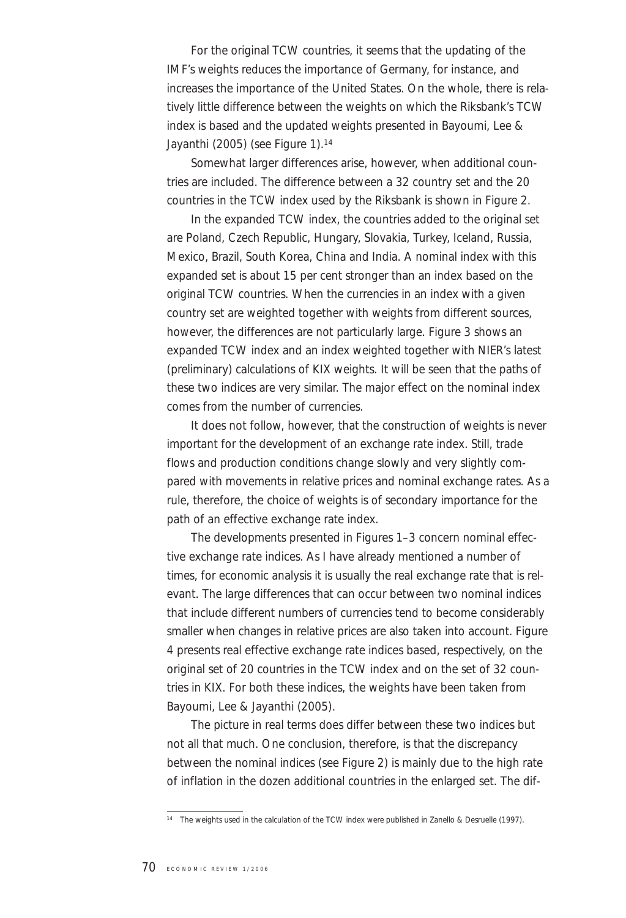For the original TCW countries, it seems that the updating of the IMF's weights reduces the importance of Germany, for instance, and increases the importance of the United States. On the whole, there is relatively little difference between the weights on which the Riksbank's TCW index is based and the updated weights presented in Bayoumi, Lee & Jayanthi (2005) (see Figure 1).[14]

Somewhat larger differences arise, however, when additional countries are included. The difference between a 32 country set and the 20 countries in the TCW index used by the Riksbank is shown in Figure 2.

In the expanded TCW index, the countries added to the original set are Poland, Czech Republic, Hungary, Slovakia, Turkey, Iceland, Russia, Mexico, Brazil, South Korea, China and India. A nominal index with this expanded set is about 15 per cent stronger than an index based on the original TCW countries. When the currencies in an index with a given country set are weighted together with weights from different sources, however, the differences are not particularly large. Figure 3 shows an expanded TCW index and an index weighted together with NIER's latest (preliminary) calculations of KIX weights. It will be seen that the paths of these two indices are very similar. The major effect on the nominal index comes from the number of currencies.

It does not follow, however, that the construction of weights is never important for the development of an exchange rate index. Still, trade flows and production conditions change slowly and very slightly compared with movements in relative prices and nominal exchange rates. As a rule, therefore, the choice of weights is of secondary importance for the path of an effective exchange rate index.

The developments presented in Figures 1–3 concern nominal effective exchange rate indices. As I have already mentioned a number of times, for economic analysis it is usually the real exchange rate that is relevant. The large differences that can occur between two nominal indices that include different numbers of currencies tend to become considerably smaller when changes in relative prices are also taken into account. Figure 4 presents real effective exchange rate indices based, respectively, on the original set of 20 countries in the TCW index and on the set of 32 countries in KIX. For both these indices, the weights have been taken from Bayoumi, Lee & Jayanthi (2005).

The picture in real terms does differ between these two indices but not all that much. One conclusion, therefore, is that the discrepancy between the nominal indices (see Figure 2) is mainly due to the high rate of inflation in the dozen additional countries in the enlarged set. The dif-

[14] The weights used in the calculation of the TCW index were published in Zanello & Desruelle (1997).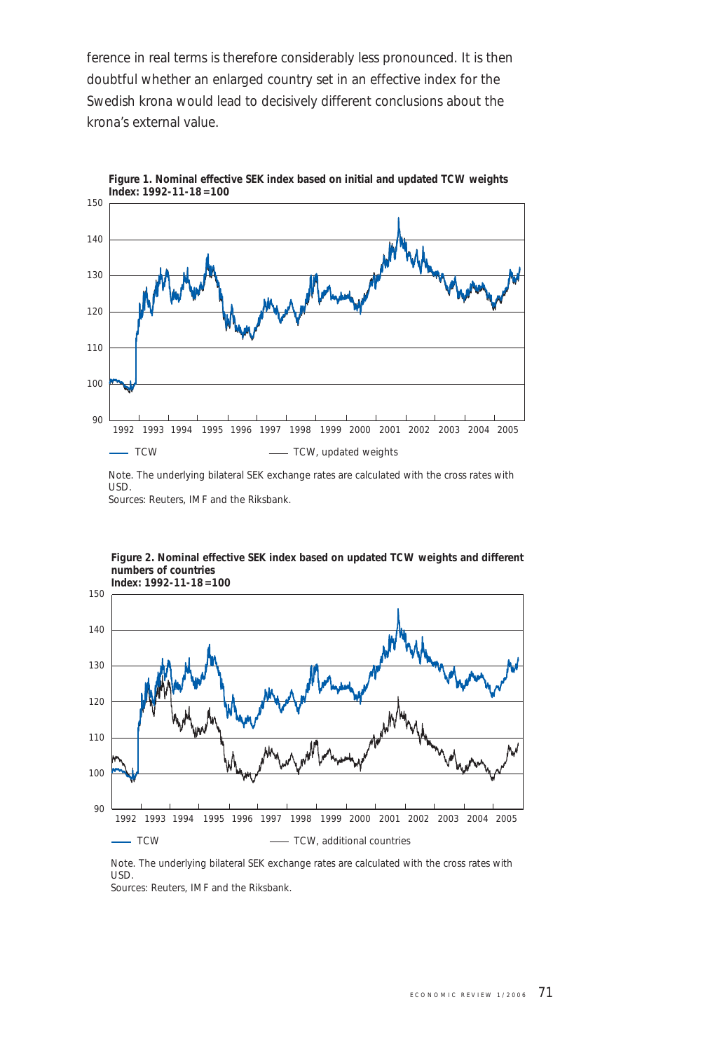ference in real terms is therefore considerably less pronounced. It is then doubtful whether an enlarged country set in an effective index for the Swedish krona would lead to decisively different conclusions about the krona's external value.

**Figure 1. Nominal effective SEK index based on initial and updated TCW weights**
**Index: 1992-11-18=100**

Note. The underlying bilateral SEK exchange rates are calculated with the cross rates with USD.
Sources: Reuters, IMF and the Riksbank.

**Figure 2. Nominal effective SEK index based on updated TCW weights and different numbers of countries**
**Index: 1992-11-18=100**

Note. The underlying bilateral SEK exchange rates are calculated with the cross rates with USD.
Sources: Reuters, IMF and the Riksbank.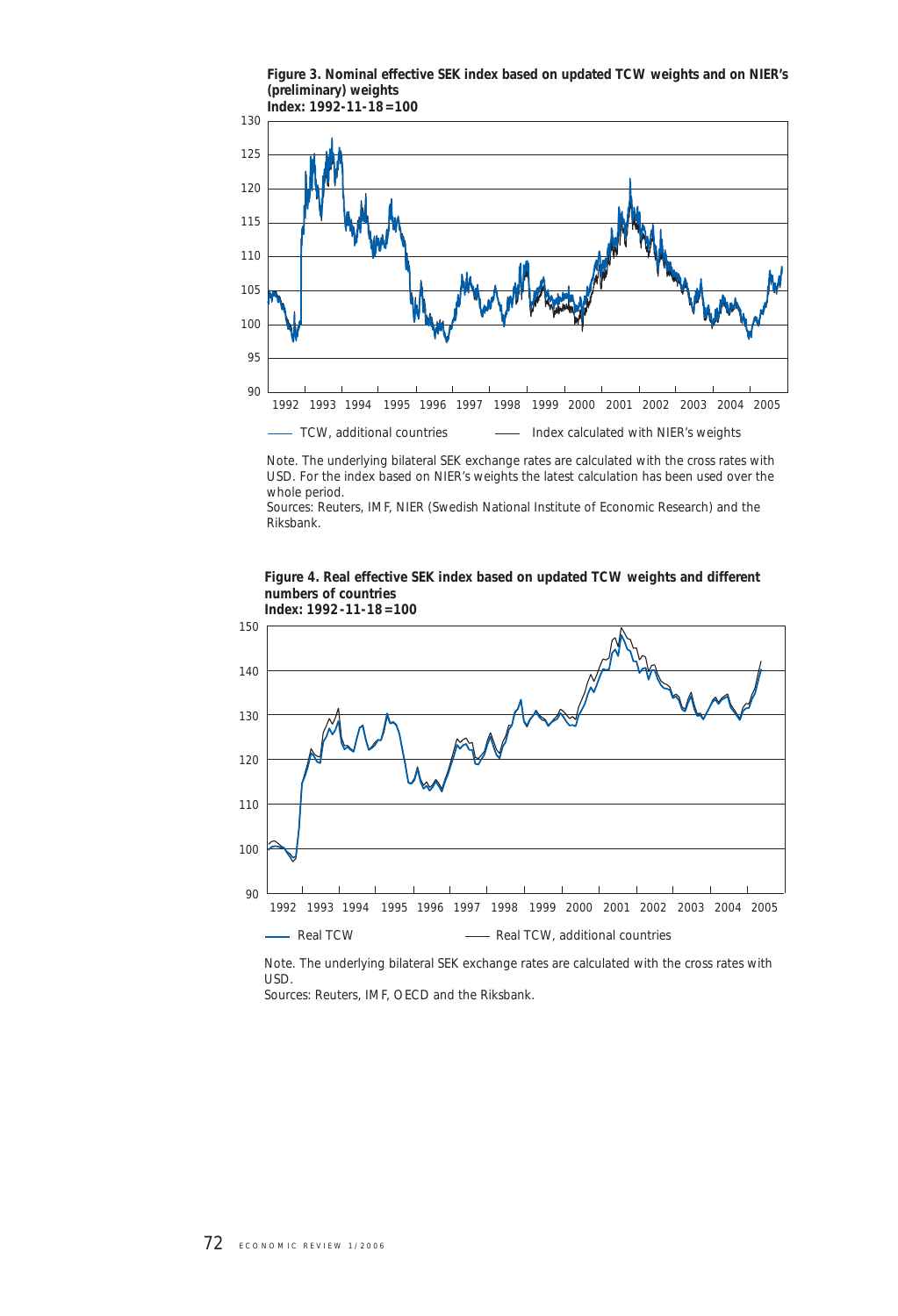**Figure 3. Nominal effective SEK index based on updated TCW weights and on NIER's (preliminary) weights**
**Index: 1992-11-18=100**

Note. The underlying bilateral SEK exchange rates are calculated with the cross rates with USD. For the index based on NIER's weights the latest calculation has been used over the whole period.
Sources: Reuters, IMF, NIER (Swedish National Institute of Economic Research) and the Riksbank.

**Figure 4. Real effective SEK index based on updated TCW weights and different numbers of countries**
**Index: 1992-11-18=100**

Note. The underlying bilateral SEK exchange rates are calculated with the cross rates with USD.
Sources: Reuters, IMF, OECD and the Riksbank.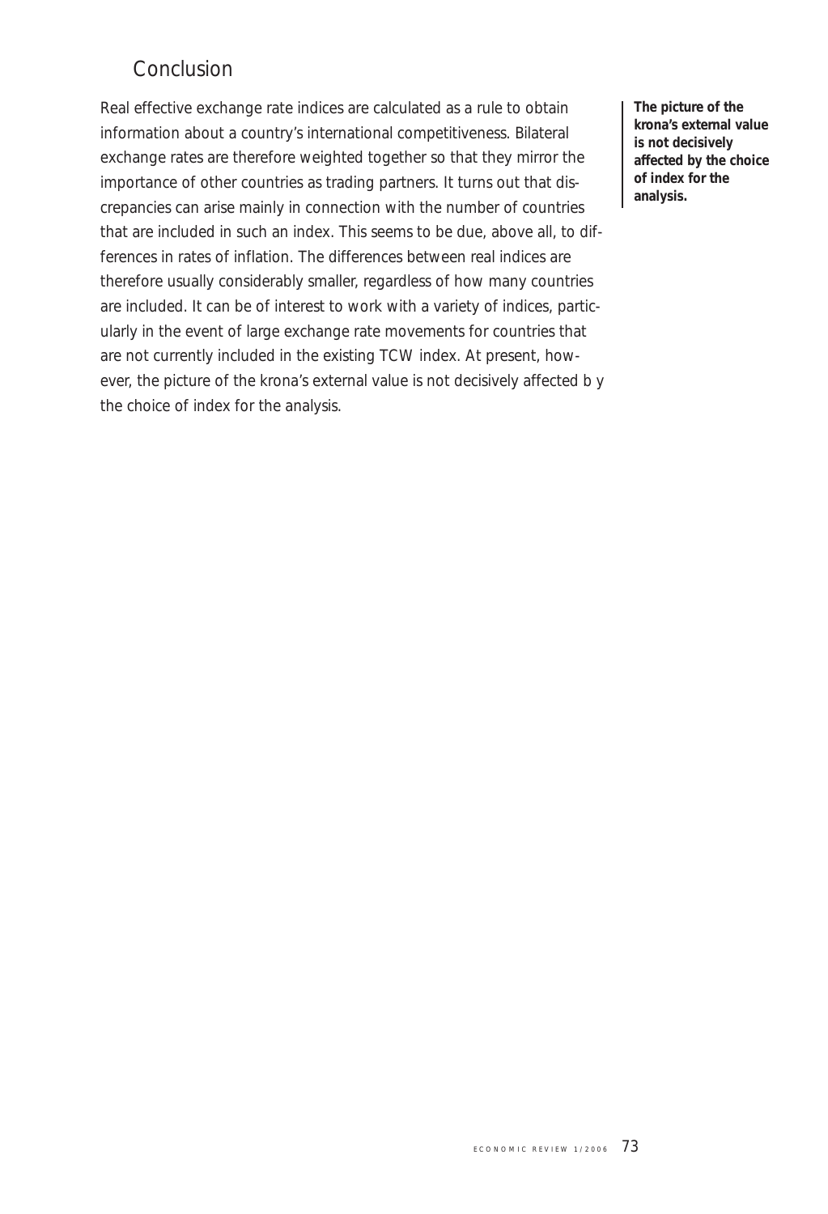## Conclusion

Real effective exchange rate indices are calculated as a rule to obtain information about a country's international competitiveness. Bilateral exchange rates are therefore weighted together so that they mirror the importance of other countries as trading partners. It turns out that discrepancies can arise mainly in connection with the number of countries that are included in such an index. This seems to be due, above all, to differences in rates of inflation. The differences between real indices are therefore usually considerably smaller, regardless of how many countries are included. It can be of interest to work with a variety of indices, particularly in the event of large exchange rate movements for countries that are not currently included in the existing TCW index. At present, however, the picture of the krona's external value is not decisively affected by the choice of index for the analysis.

**The picture of the krona's external value is not decisively affected by the choice of index for the analysis.**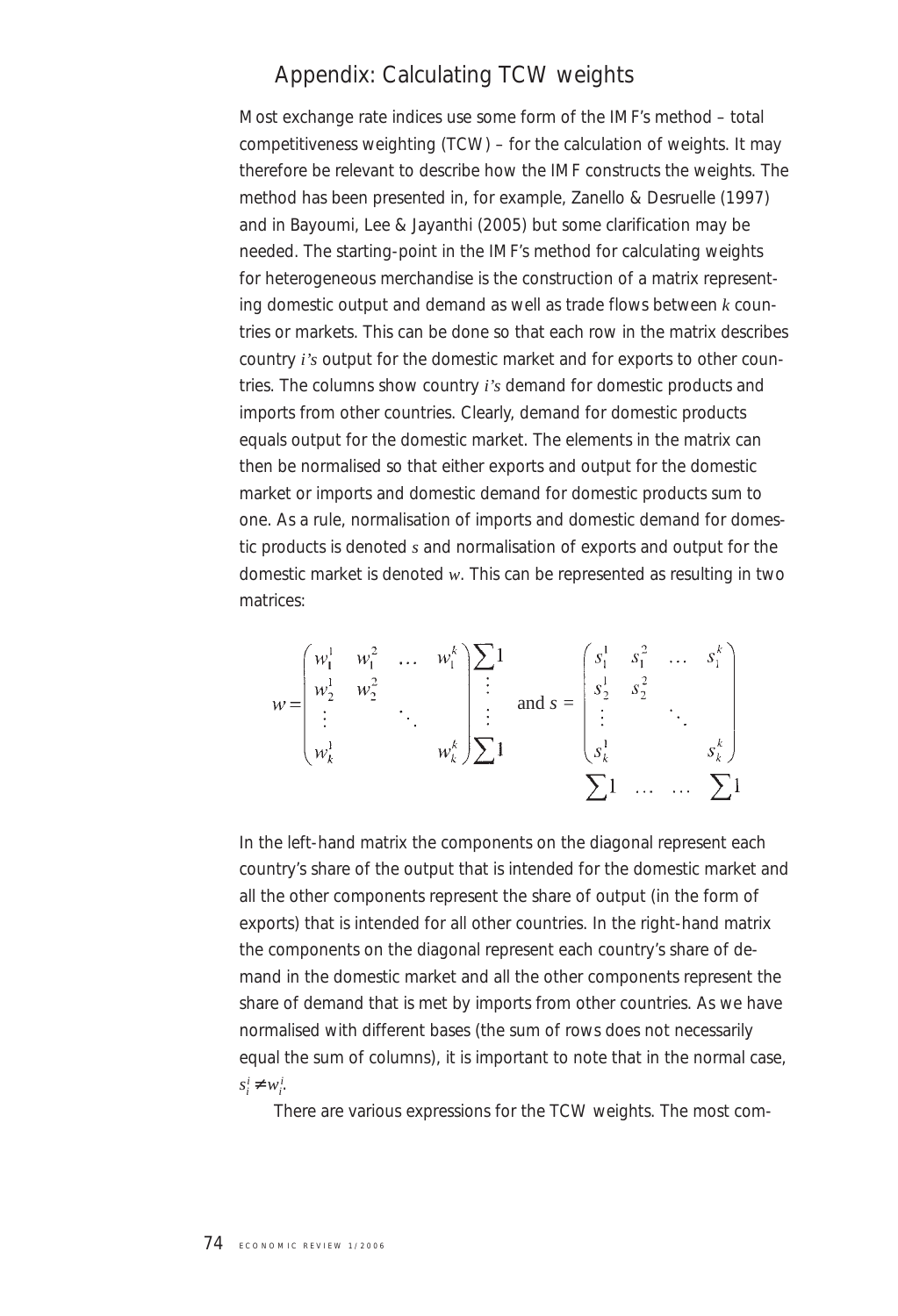## Appendix: Calculating TCW weights

Most exchange rate indices use some form of the IMF's method – total competitiveness weighting (TCW) – for the calculation of weights. It may therefore be relevant to describe how the IMF constructs the weights. The method has been presented in, for example, Zanello & Desruelle (1997) and in Bayoumi, Lee & Jayanthi (2005) but some clarification may be needed. The starting-point in the IMF's method for calculating weights for heterogeneous merchandise is the construction of a matrix representing domestic output and demand as well as trade flows between $k$ countries or markets. This can be done so that each row in the matrix describes country $i$'s output for the domestic market and for exports to other countries. The columns show country $i$'s demand for domestic products and imports from other countries. Clearly, demand for domestic products equals output for the domestic market. The elements in the matrix can then be normalised so that either exports and output for the domestic market or imports and domestic demand for domestic products sum to one. As a rule, normalisation of imports and domestic demand for domestic products is denoted $s$ and normalisation of exports and output for the domestic market is denoted $w$. This can be represented as resulting in two matrices:

$$
w = \begin{pmatrix} w_1^1 & w_1^2 & \dots & w_1^k \\ w_2^1 & w_2^2 & & \\ \vdots & & \ddots & \\ w_k^1 & & & w_k^k \end{pmatrix} \begin{matrix} \sum 1 \\ \vdots \\ \vdots \\ \sum 1 \end{matrix} \quad \text{and } s = \begin{pmatrix} s_1^1 & s_1^2 & \dots & s_1^k \\ s_2^1 & s_2^2 & & \\ \vdots & & \ddots & \\ s_k^1 & & & s_k^k \end{pmatrix}
$$
$$
\qquad\qquad\qquad\qquad\qquad\qquad\qquad \sum 1 \quad \dots \quad \dots \quad \sum 1
$$

In the left-hand matrix the components on the diagonal represent each country's share of the output that is intended for the domestic market and all the other components represent the share of output (in the form of exports) that is intended for all other countries. In the right-hand matrix the components on the diagonal represent each country's share of demand in the domestic market and all the other components represent the share of demand that is met by imports from other countries. As we have normalised with different bases (the sum of rows does not necessarily equal the sum of columns), it is important to note that in the normal case, $s_i^i \neq w_i^i$.

There are various expressions for the TCW weights. The most com-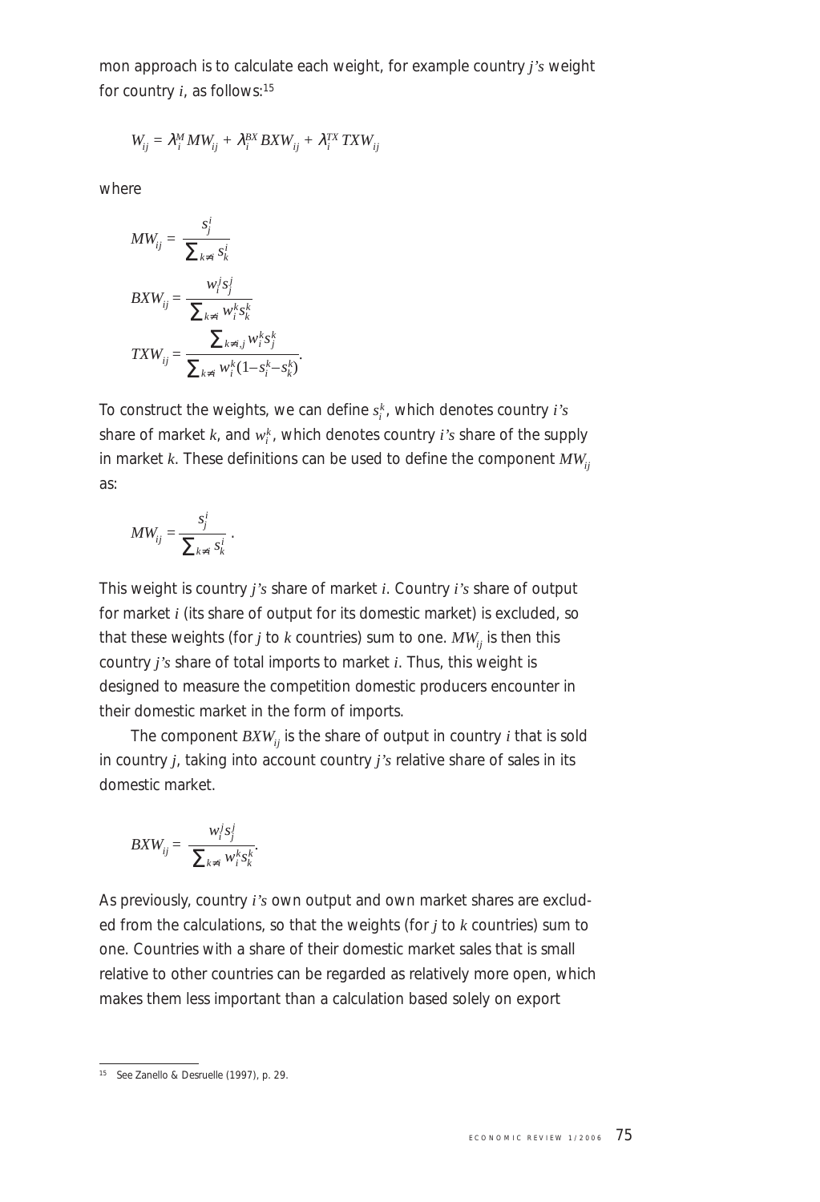mon approach is to calculate each weight, for example country $j$'s weight for country $i$, as follows:[15]

$$W_{ij} = \lambda_i^M MW_{ij} + \lambda_i^{BX} BXW_{ij} + \lambda_i^{TX} TXW_{ij}$$

where

$$MW_{ij} = \frac{s_j^i}{\sum_{k \neq i} s_k^i}$$

$$BXW_{ij} = \frac{w_i^j s_j^j}{\sum_{k \neq i} w_i^k s_k^k}$$

$$TXW_{ij} = \frac{\sum_{k \neq i,j} w_i^k s_j^k}{\sum_{k \neq i} w_i^k (1 - s_i^k - s_k^k)}.$$

To construct the weights, we can define $s_i^k$, which denotes country $i$'s share of market $k$, and $w_i^k$, which denotes country $i$'s share of the supply in market $k$. These definitions can be used to define the component $MW_{ij}$ as:

$$MW_{ij} = \frac{s_j^i}{\sum_{k \neq i} s_k^i} .$$

This weight is country $j$'s share of market $i$. Country $i$'s share of output for market $i$ (its share of output for its domestic market) is excluded, so that these weights (for $j$ to $k$ countries) sum to one. $MW_{ij}$ is then this country $j$'s share of total imports to market $i$. Thus, this weight is designed to measure the competition domestic producers encounter in their domestic market in the form of imports.

The component $BXW_{ij}$ is the share of output in country $i$ that is sold in country $j$, taking into account country $j$'s relative share of sales in its domestic market.

$$BXW_{ij} = \frac{w_i^j s_j^j}{\sum_{k \neq i} w_i^k s_k^k}.$$

As previously, country $i$'s own output and own market shares are excluded from the calculations, so that the weights (for $j$ to $k$ countries) sum to one. Countries with a share of their domestic market sales that is small relative to other countries can be regarded as relatively more open, which makes them less important than a calculation based solely on export

[15] See Zanello & Desruelle (1997), p. 29.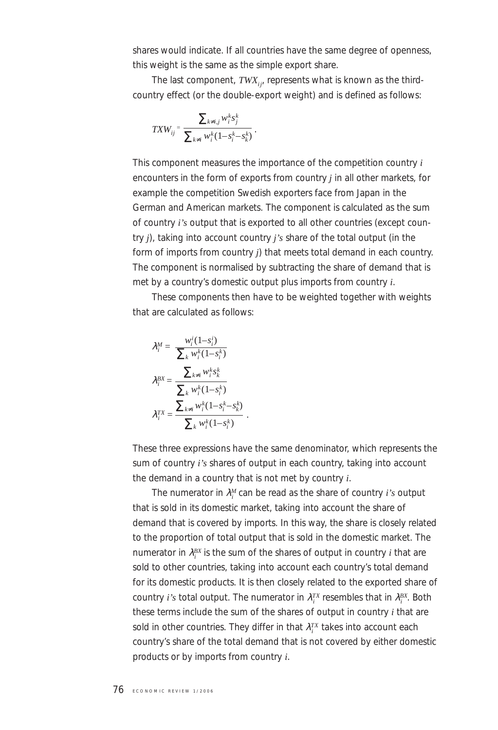shares would indicate. If all countries have the same degree of openness, this weight is the same as the simple export share.

The last component, $TWX_{ij}$, represents what is known as the third-country effect (or the double-export weight) and is defined as follows:

$$TXW_{ij} = \frac{\sum_{k \neq i,j} w_i^k s_j^k}{\sum_{k \neq i} w_i^k (1 - s_i^k - s_k^k)}.$$

This component measures the importance of the competition country $i$ encounters in the form of exports from country $j$ in all other markets, for example the competition Swedish exporters face from Japan in the German and American markets. The component is calculated as the sum of country $i$'s output that is exported to all other countries (except country $j$), taking into account country $j$'s share of the total output (in the form of imports from country $j$) that meets total demand in each country. The component is normalised by subtracting the share of demand that is met by a country's domestic output plus imports from country $i$.

These components then have to be weighted together with weights that are calculated as follows:

$$\lambda_i^M = \frac{w_i^i (1 - s_i^i)}{\sum_k w_i^k (1 - s_i^k)}$$

$$\lambda_i^{BX} = \frac{\sum_{k \neq i} w_i^k s_k^k}{\sum_k w_i^k (1 - s_i^k)}$$

$$\lambda_i^{TX} = \frac{\sum_{k \neq i} w_i^k (1 - s_i^k - s_k^k)}{\sum_k w_i^k (1 - s_i^k)}.$$

These three expressions have the same denominator, which represents the sum of country $i$'s shares of output in each country, taking into account the demand in a country that is not met by country $i$.

The numerator in $\lambda_i^M$ can be read as the share of country $i$'s output that is sold in its domestic market, taking into account the share of demand that is covered by imports. In this way, the share is closely related to the proportion of total output that is sold in the domestic market. The numerator in $\lambda_i^{BX}$ is the sum of the shares of output in country $i$ that are sold to other countries, taking into account each country's total demand for its domestic products. It is then closely related to the exported share of country $i$'s total output. The numerator in $\lambda_i^{TX}$ resembles that in $\lambda_i^{BX}$. Both these terms include the sum of the shares of output in country $i$ that are sold in other countries. They differ in that $\lambda_i^{TX}$ takes into account each country's share of the total demand that is not covered by either domestic products or by imports from country $i$.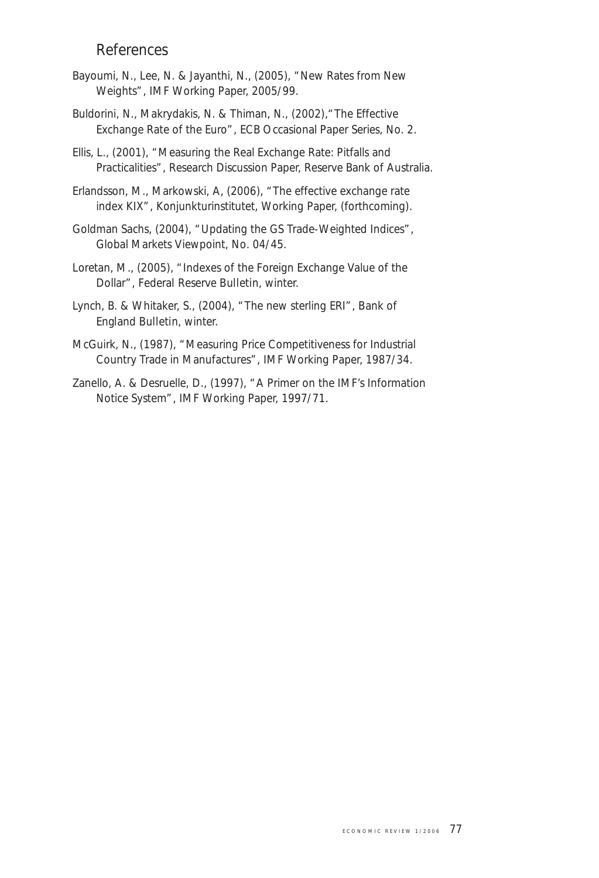## References

Bayoumi, N., Lee, N. & Jayanthi, N., (2005), "New Rates from New Weights", IMF Working Paper, 2005/99.

Buldorini, N., Makrydakis, N. & Thiman, N., (2002),"The Effective Exchange Rate of the Euro", ECB Occasional Paper Series, No. 2.

Ellis, L., (2001), "Measuring the Real Exchange Rate: Pitfalls and Practicalities", Research Discussion Paper, Reserve Bank of Australia.

Erlandsson, M., Markowski, A, (2006), "The effective exchange rate index KIX", Konjunkturinstitutet, Working Paper, (forthcoming).

Goldman Sachs, (2004), "Updating the GS Trade-Weighted Indices", Global Markets Viewpoint, No. 04/45.

Loretan, M., (2005), "Indexes of the Foreign Exchange Value of the Dollar", Federal Reserve Bulletin, winter.

Lynch, B. & Whitaker, S., (2004), "The new sterling ERI", Bank of England Bulletin, winter.

McGuirk, N., (1987), "Measuring Price Competitiveness for Industrial Country Trade in Manufactures", IMF Working Paper, 1987/34.

Zanello, A. & Desruelle, D., (1997), "A Primer on the IMF's Information Notice System", IMF Working Paper, 1997/71.